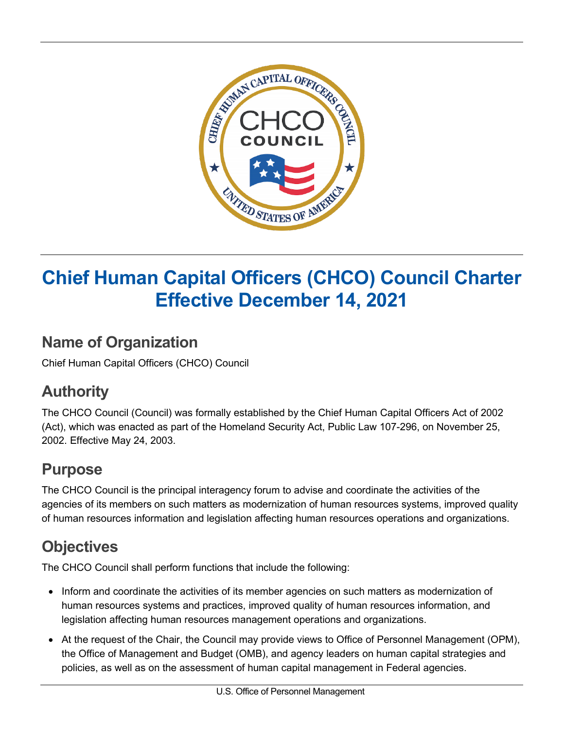# Chief Human Capital Officers (CHCO) Council Charter Effective December 14, 2021

## Name of Organization

Chief Human Capital Officers (CHCO) Council

## Authority

The CHCO Council (Council) was formally established by the Chief Human Capital Officers Act of 2002 (Act), which was enacted as part of the Homeland Security Act, Public Law 107-296, on November 25, 2002. Effective May 24, 2003.

## Purpose

The CHCO Council is the principal interagency forum to advise and coordinate the activities of the agencies of its members on such matters as modernization of human resources systems, improved quality of human resources information and legislation affecting human resources operations and organizations.

## Objectives

The CHCO Council shall perform functions that include the following:

- Inform and coordinate the activities of its member agencies on such matters as modernization of human resources systems and practices, improved quality of human resources information, and legislation affecting human resources management operations and organizations.
- At the request of the Chair, the Council may provide views to Office of Personnel Management (OPM), the Office of Management and Budget (OMB), and agency leaders on human capital strategies and policies, as well as on the assessment of human capital management in Federal agencies.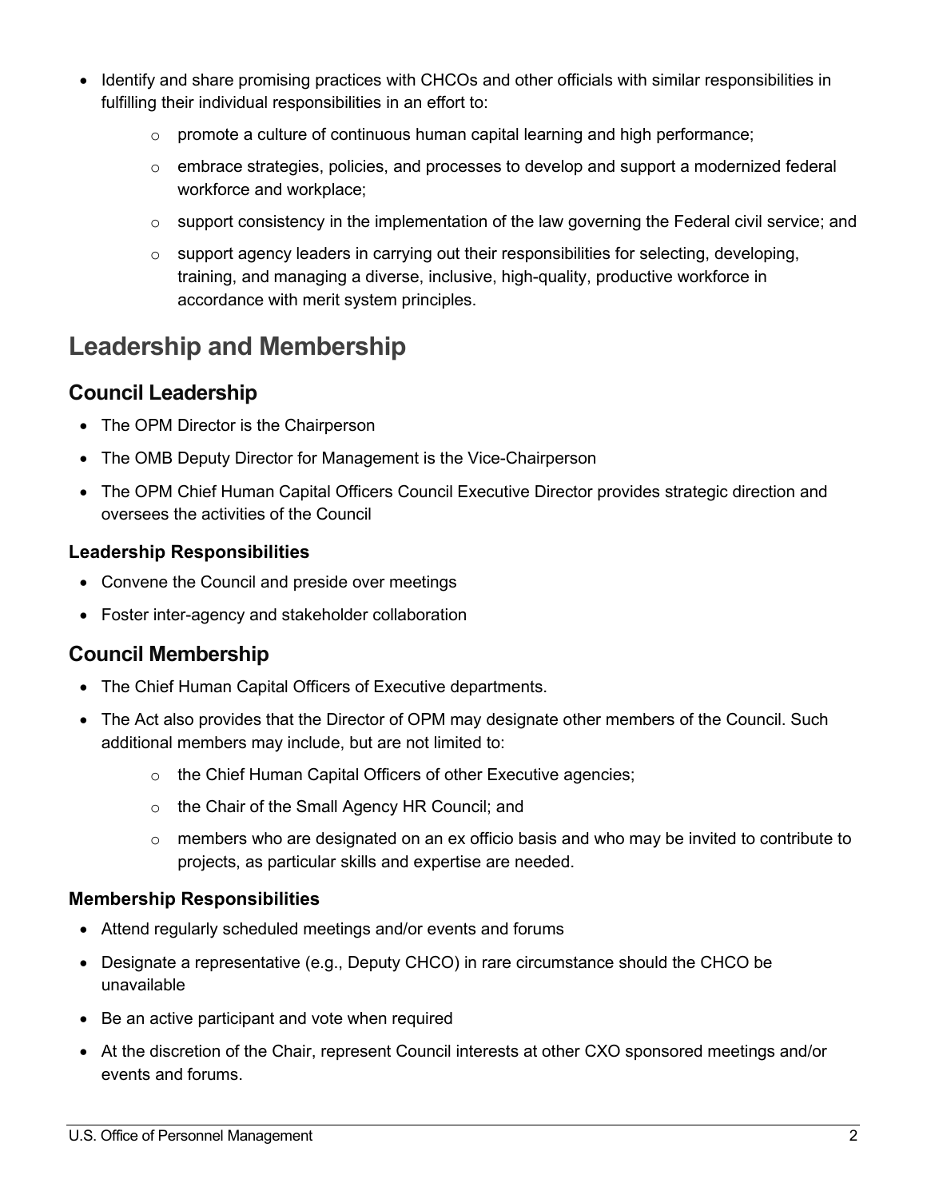- Identify and share promising practices with CHCOs and other officials with similar responsibilities in fulfilling their individual responsibilities in an effort to:
    - promote a culture of continuous human capital learning and high performance;
    - embrace strategies, policies, and processes to develop and support a modernized federal workforce and workplace;
    - support consistency in the implementation of the law governing the Federal civil service; and
    - support agency leaders in carrying out their responsibilities for selecting, developing, training, and managing a diverse, inclusive, high-quality, productive workforce in accordance with merit system principles.

# Leadership and Membership

## Council Leadership

- The OPM Director is the Chairperson
- The OMB Deputy Director for Management is the Vice-Chairperson
- The OPM Chief Human Capital Officers Council Executive Director provides strategic direction and oversees the activities of the Council

### Leadership Responsibilities

- Convene the Council and preside over meetings
- Foster inter-agency and stakeholder collaboration

## Council Membership

- The Chief Human Capital Officers of Executive departments.
- The Act also provides that the Director of OPM may designate other members of the Council. Such additional members may include, but are not limited to:
    - the Chief Human Capital Officers of other Executive agencies;
    - the Chair of the Small Agency HR Council; and
    - members who are designated on an ex officio basis and who may be invited to contribute to projects, as particular skills and expertise are needed.

### Membership Responsibilities

- Attend regularly scheduled meetings and/or events and forums
- Designate a representative (e.g., Deputy CHCO) in rare circumstance should the CHCO be unavailable
- Be an active participant and vote when required
- At the discretion of the Chair, represent Council interests at other CXO sponsored meetings and/or events and forums.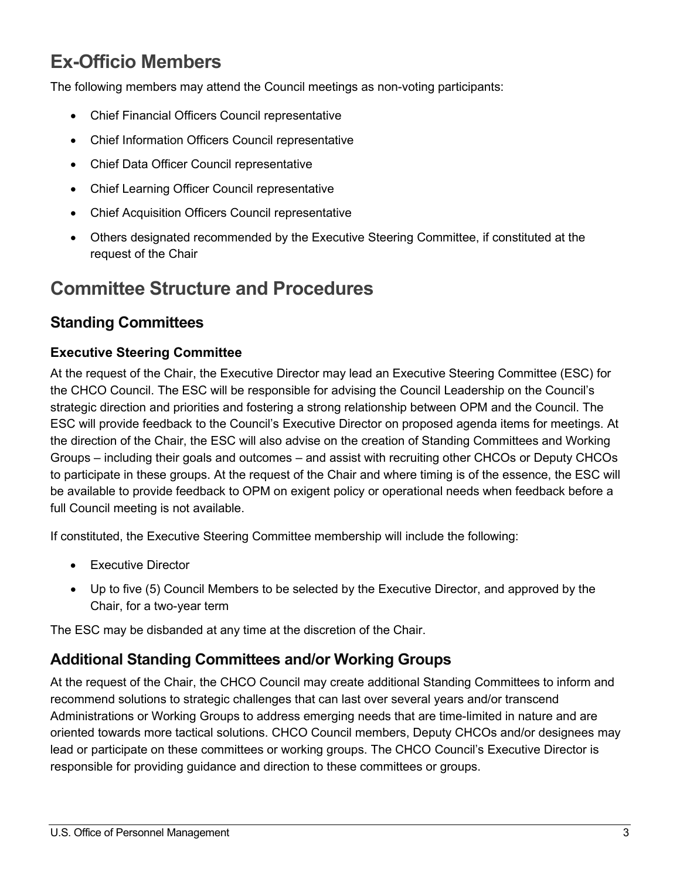## Ex-Officio Members

The following members may attend the Council meetings as non-voting participants:

- Chief Financial Officers Council representative
- Chief Information Officers Council representative
- Chief Data Officer Council representative
- Chief Learning Officer Council representative
- Chief Acquisition Officers Council representative
- Others designated recommended by the Executive Steering Committee, if constituted at the request of the Chair

## Committee Structure and Procedures

### Standing Committees

#### Executive Steering Committee

At the request of the Chair, the Executive Director may lead an Executive Steering Committee (ESC) for the CHCO Council. The ESC will be responsible for advising the Council Leadership on the Council's strategic direction and priorities and fostering a strong relationship between OPM and the Council. The ESC will provide feedback to the Council's Executive Director on proposed agenda items for meetings. At the direction of the Chair, the ESC will also advise on the creation of Standing Committees and Working Groups – including their goals and outcomes – and assist with recruiting other CHCOs or Deputy CHCOs to participate in these groups. At the request of the Chair and where timing is of the essence, the ESC will be available to provide feedback to OPM on exigent policy or operational needs when feedback before a full Council meeting is not available.

If constituted, the Executive Steering Committee membership will include the following:

- Executive Director
- Up to five (5) Council Members to be selected by the Executive Director, and approved by the Chair, for a two-year term

The ESC may be disbanded at any time at the discretion of the Chair.

### Additional Standing Committees and/or Working Groups

At the request of the Chair, the CHCO Council may create additional Standing Committees to inform and recommend solutions to strategic challenges that can last over several years and/or transcend Administrations or Working Groups to address emerging needs that are time-limited in nature and are oriented towards more tactical solutions. CHCO Council members, Deputy CHCOs and/or designees may lead or participate on these committees or working groups. The CHCO Council's Executive Director is responsible for providing guidance and direction to these committees or groups.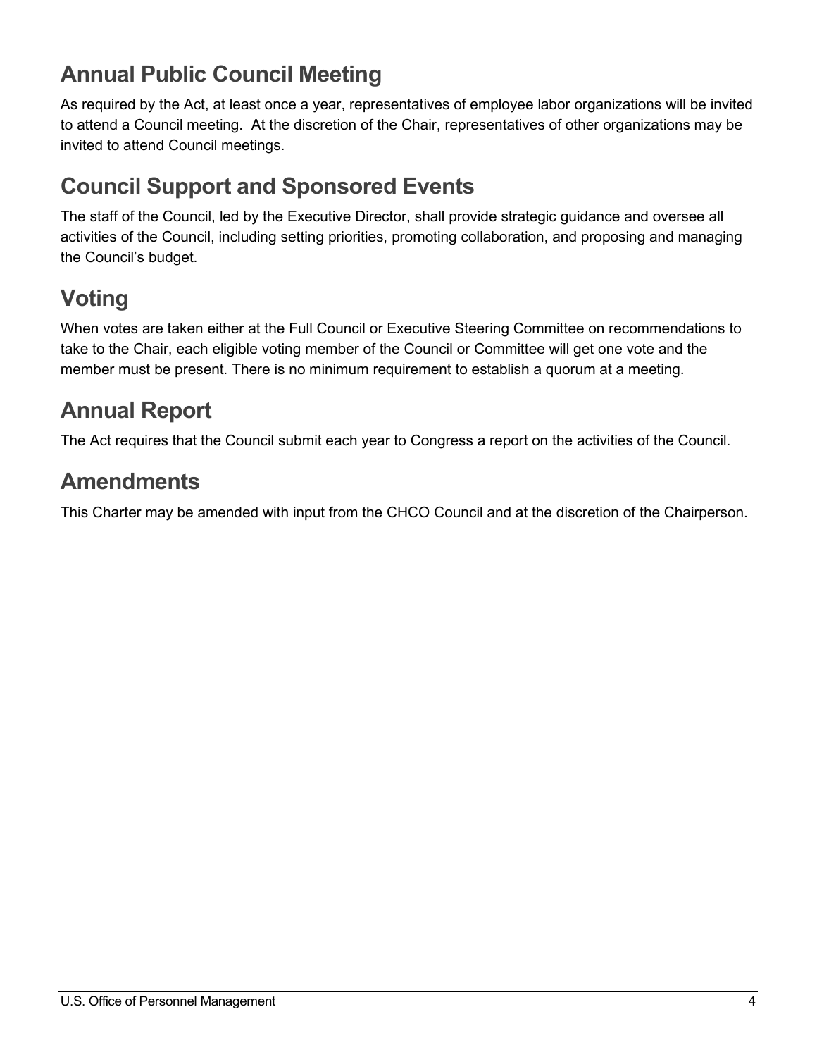## Annual Public Council Meeting

As required by the Act, at least once a year, representatives of employee labor organizations will be invited to attend a Council meeting. At the discretion of the Chair, representatives of other organizations may be invited to attend Council meetings.

## Council Support and Sponsored Events

The staff of the Council, led by the Executive Director, shall provide strategic guidance and oversee all activities of the Council, including setting priorities, promoting collaboration, and proposing and managing the Council's budget.

## Voting

When votes are taken either at the Full Council or Executive Steering Committee on recommendations to take to the Chair, each eligible voting member of the Council or Committee will get one vote and the member must be present. There is no minimum requirement to establish a quorum at a meeting.

## Annual Report

The Act requires that the Council submit each year to Congress a report on the activities of the Council.

## Amendments

This Charter may be amended with input from the CHCO Council and at the discretion of the Chairperson.